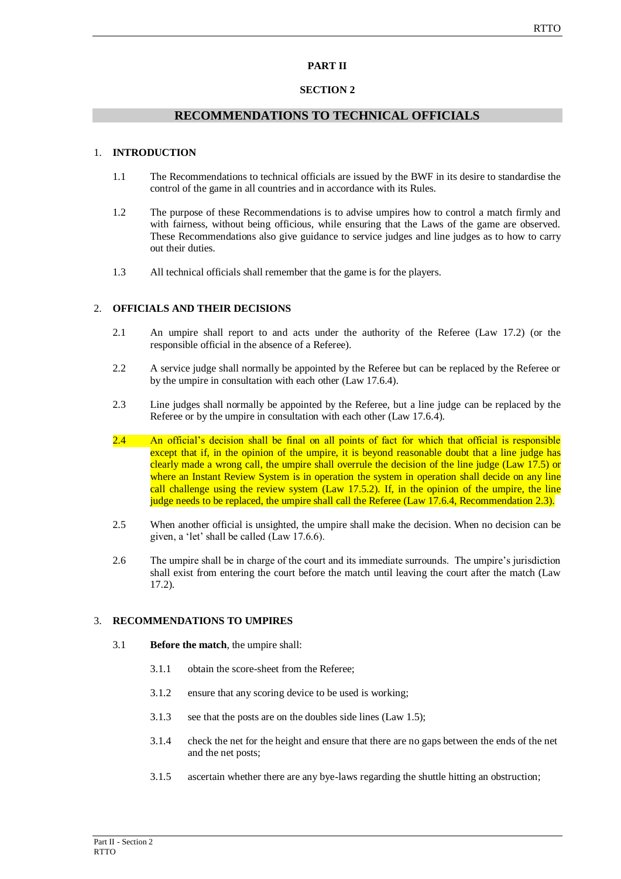# PART II

## SECTION 2

## RECOMMENDATIONS TO TECHNICAL OFFICIALS

### 1. INTRODUCTION

1.1 The Recommendations to technical officials are issued by the BWF in its desire to standardise the control of the game in all countries and in accordance with its Rules.

1.2 The purpose of these Recommendations is to advise umpires how to control a match firmly and with fairness, without being officious, while ensuring that the Laws of the game are observed. These Recommendations also give guidance to service judges and line judges as to how to carry out their duties.

1.3 All technical officials shall remember that the game is for the players.

### 2. OFFICIALS AND THEIR DECISIONS

2.1 An umpire shall report to and acts under the authority of the Referee (Law 17.2) (or the responsible official in the absence of a Referee).

2.2 A service judge shall normally be appointed by the Referee but can be replaced by the Referee or by the umpire in consultation with each other (Law 17.6.4).

2.3 Line judges shall normally be appointed by the Referee, but a line judge can be replaced by the Referee or by the umpire in consultation with each other (Law 17.6.4).

2.4 An official's decision shall be final on all points of fact for which that official is responsible except that if, in the opinion of the umpire, it is beyond reasonable doubt that a line judge has clearly made a wrong call, the umpire shall overrule the decision of the line judge (Law 17.5) or where an Instant Review System is in operation the system in operation shall decide on any line call challenge using the review system (Law 17.5.2). If, in the opinion of the umpire, the line judge needs to be replaced, the umpire shall call the Referee (Law 17.6.4, Recommendation 2.3).

2.5 When another official is unsighted, the umpire shall make the decision. When no decision can be given, a 'let' shall be called (Law 17.6.6).

2.6 The umpire shall be in charge of the court and its immediate surrounds. The umpire's jurisdiction shall exist from entering the court before the match until leaving the court after the match (Law 17.2).

### 3. RECOMMENDATIONS TO UMPIRES

3.1 **Before the match**, the umpire shall:

3.1.1 obtain the score-sheet from the Referee;

3.1.2 ensure that any scoring device to be used is working;

3.1.3 see that the posts are on the doubles side lines (Law 1.5);

3.1.4 check the net for the height and ensure that there are no gaps between the ends of the net and the net posts;

3.1.5 ascertain whether there are any bye-laws regarding the shuttle hitting an obstruction;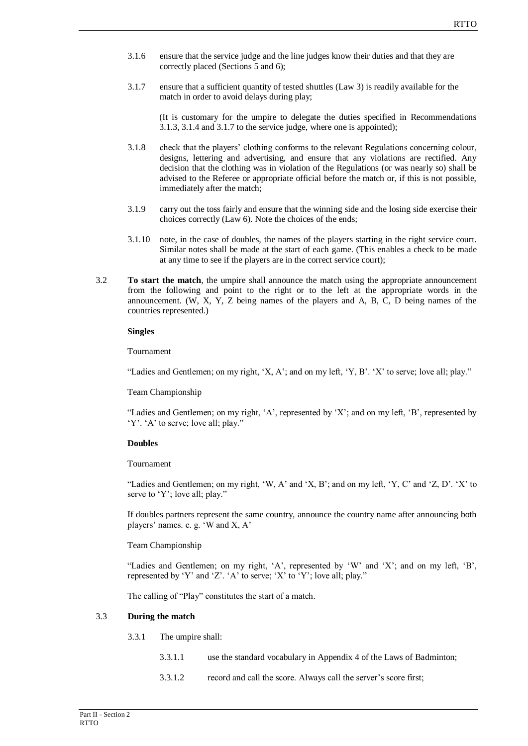3.1.6 ensure that the service judge and the line judges know their duties and that they are correctly placed (Sections 5 and 6);

3.1.7 ensure that a sufficient quantity of tested shuttles (Law 3) is readily available for the match in order to avoid delays during play;

(It is customary for the umpire to delegate the duties specified in Recommendations 3.1.3, 3.1.4 and 3.1.7 to the service judge, where one is appointed);

3.1.8 check that the players' clothing conforms to the relevant Regulations concerning colour, designs, lettering and advertising, and ensure that any violations are rectified. Any decision that the clothing was in violation of the Regulations (or was nearly so) shall be advised to the Referee or appropriate official before the match or, if this is not possible, immediately after the match;

3.1.9 carry out the toss fairly and ensure that the winning side and the losing side exercise their choices correctly (Law 6). Note the choices of the ends;

3.1.10 note, in the case of doubles, the names of the players starting in the right service court. Similar notes shall be made at the start of each game. (This enables a check to be made at any time to see if the players are in the correct service court);

3.2 **To start the match**, the umpire shall announce the match using the appropriate announcement from the following and point to the right or to the left at the appropriate words in the announcement. (W, X, Y, Z being names of the players and A, B, C, D being names of the countries represented.)

**Singles**

Tournament

"Ladies and Gentlemen; on my right, 'X, A'; and on my left, 'Y, B'. 'X' to serve; love all; play."

Team Championship

"Ladies and Gentlemen; on my right, 'A', represented by 'X'; and on my left, 'B', represented by 'Y'. 'A' to serve; love all; play."

**Doubles**

Tournament

"Ladies and Gentlemen; on my right, 'W, A' and 'X, B'; and on my left, 'Y, C' and 'Z, D'. 'X' to serve to 'Y'; love all; play."

If doubles partners represent the same country, announce the country name after announcing both players' names. e. g. 'W and X, A'

Team Championship

"Ladies and Gentlemen; on my right, 'A', represented by 'W' and 'X'; and on my left, 'B', represented by 'Y' and 'Z'. 'A' to serve; 'X' to 'Y'; love all; play."

The calling of "Play" constitutes the start of a match.

3.3 **During the match**

3.3.1 The umpire shall:

3.3.1.1 use the standard vocabulary in Appendix 4 of the Laws of Badminton;

3.3.1.2 record and call the score. Always call the server's score first;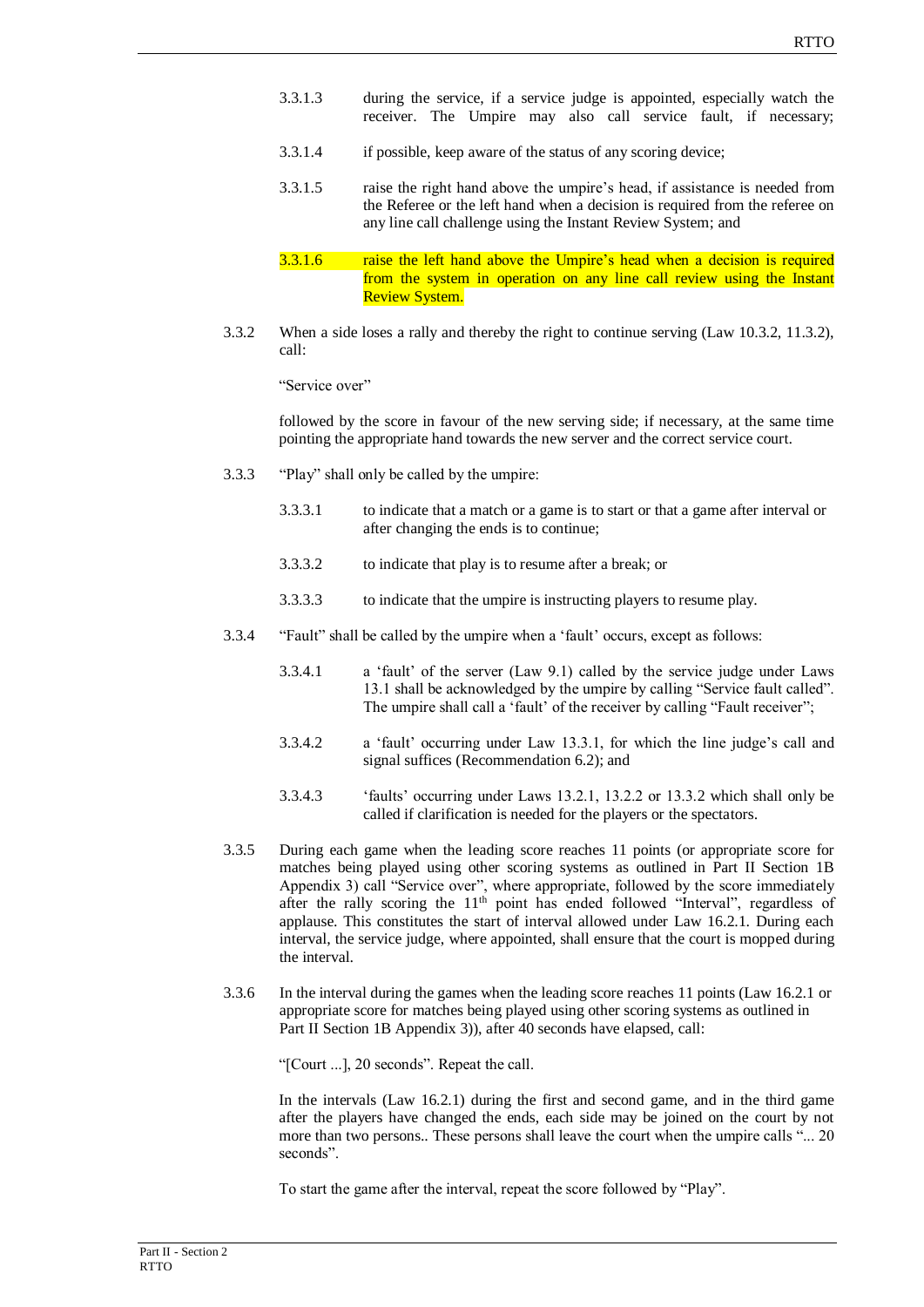3.3.1.3 during the service, if a service judge is appointed, especially watch the receiver. The Umpire may also call service fault, if necessary;

3.3.1.4 if possible, keep aware of the status of any scoring device;

3.3.1.5 raise the right hand above the umpire's head, if assistance is needed from the Referee or the left hand when a decision is required from the referee on any line call challenge using the Instant Review System; and

3.3.1.6 raise the left hand above the Umpire's head when a decision is required from the system in operation on any line call review using the Instant Review System.

3.3.2 When a side loses a rally and thereby the right to continue serving (Law 10.3.2, 11.3.2), call:

"Service over"

followed by the score in favour of the new serving side; if necessary, at the same time pointing the appropriate hand towards the new server and the correct service court.

3.3.3 "Play" shall only be called by the umpire:

3.3.3.1 to indicate that a match or a game is to start or that a game after interval or after changing the ends is to continue;

3.3.3.2 to indicate that play is to resume after a break; or

3.3.3.3 to indicate that the umpire is instructing players to resume play.

3.3.4 "Fault" shall be called by the umpire when a 'fault' occurs, except as follows:

3.3.4.1 a 'fault' of the server (Law 9.1) called by the service judge under Laws 13.1 shall be acknowledged by the umpire by calling "Service fault called". The umpire shall call a 'fault' of the receiver by calling "Fault receiver";

3.3.4.2 a 'fault' occurring under Law 13.3.1, for which the line judge's call and signal suffices (Recommendation 6.2); and

3.3.4.3 'faults' occurring under Laws 13.2.1, 13.2.2 or 13.3.2 which shall only be called if clarification is needed for the players or the spectators.

3.3.5 During each game when the leading score reaches 11 points (or appropriate score for matches being played using other scoring systems as outlined in Part II Section 1B Appendix 3) call "Service over", where appropriate, followed by the score immediately after the rally scoring the 11th point has ended followed "Interval", regardless of applause. This constitutes the start of interval allowed under Law 16.2.1. During each interval, the service judge, where appointed, shall ensure that the court is mopped during the interval.

3.3.6 In the interval during the games when the leading score reaches 11 points (Law 16.2.1 or appropriate score for matches being played using other scoring systems as outlined in Part II Section 1B Appendix 3)), after 40 seconds have elapsed, call:

"[Court ...], 20 seconds". Repeat the call.

In the intervals (Law 16.2.1) during the first and second game, and in the third game after the players have changed the ends, each side may be joined on the court by not more than two persons.. These persons shall leave the court when the umpire calls "... 20 seconds".

To start the game after the interval, repeat the score followed by "Play".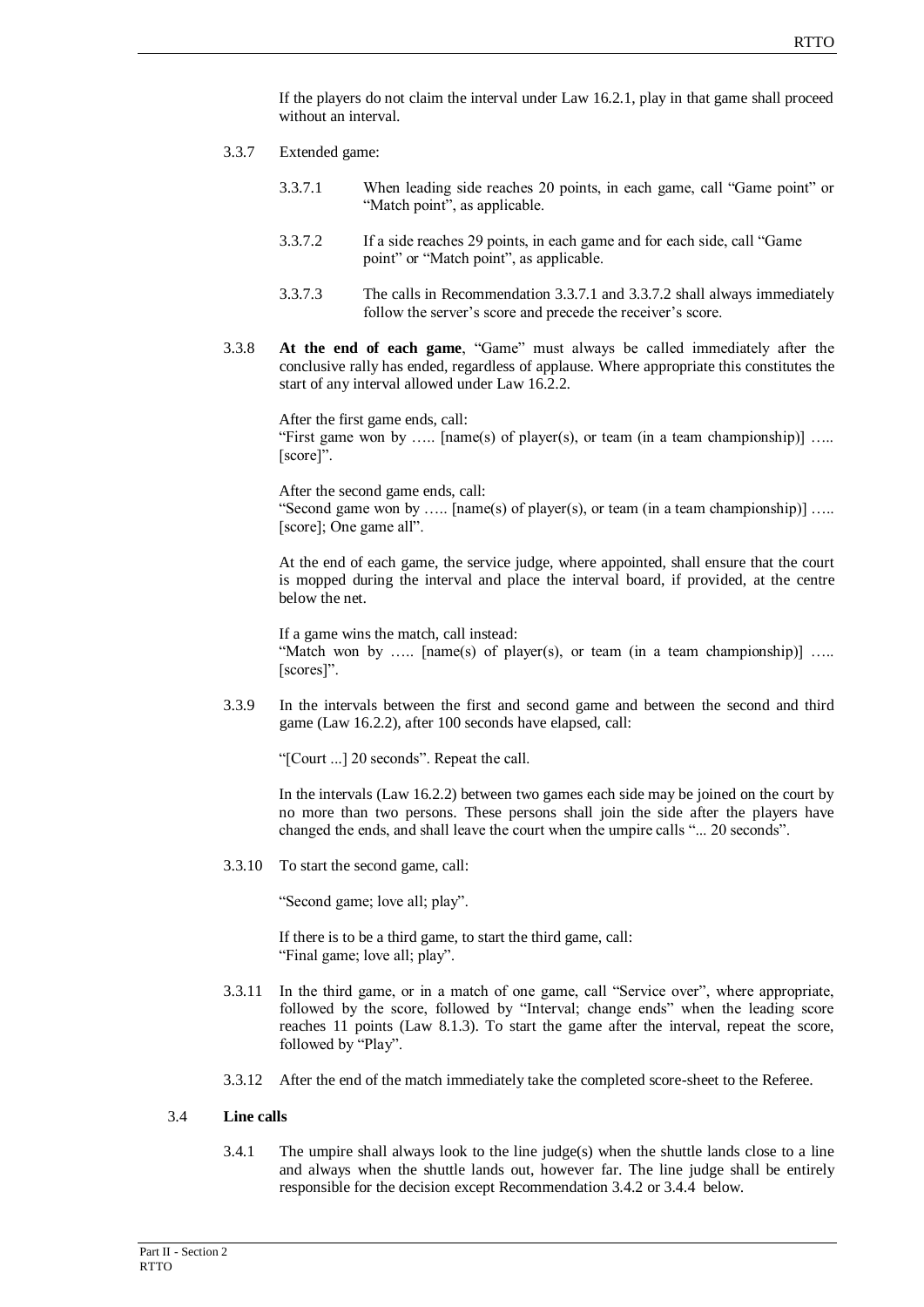If the players do not claim the interval under Law 16.2.1, play in that game shall proceed without an interval.

3.3.7 Extended game:

3.3.7.1 When leading side reaches 20 points, in each game, call "Game point" or "Match point", as applicable.

3.3.7.2 If a side reaches 29 points, in each game and for each side, call "Game point" or "Match point", as applicable.

3.3.7.3 The calls in Recommendation 3.3.7.1 and 3.3.7.2 shall always immediately follow the server's score and precede the receiver's score.

3.3.8 **At the end of each game**, "Game" must always be called immediately after the conclusive rally has ended, regardless of applause. Where appropriate this constitutes the start of any interval allowed under Law 16.2.2.

After the first game ends, call:
"First game won by ….. [name(s) of player(s), or team (in a team championship)] ….. [score]".

After the second game ends, call:
"Second game won by ….. [name(s) of player(s), or team (in a team championship)] ….. [score]; One game all".

At the end of each game, the service judge, where appointed, shall ensure that the court is mopped during the interval and place the interval board, if provided, at the centre below the net.

If a game wins the match, call instead:
"Match won by ….. [name(s) of player(s), or team (in a team championship)] ….. [scores]".

3.3.9 In the intervals between the first and second game and between the second and third game (Law 16.2.2), after 100 seconds have elapsed, call:

"[Court ...] 20 seconds". Repeat the call.

In the intervals (Law 16.2.2) between two games each side may be joined on the court by no more than two persons. These persons shall join the side after the players have changed the ends, and shall leave the court when the umpire calls "... 20 seconds".

3.3.10 To start the second game, call:

"Second game; love all; play".

If there is to be a third game, to start the third game, call:
"Final game; love all; play".

3.3.11 In the third game, or in a match of one game, call "Service over", where appropriate, followed by the score, followed by "Interval; change ends" when the leading score reaches 11 points (Law 8.1.3). To start the game after the interval, repeat the score, followed by "Play".

3.3.12 After the end of the match immediately take the completed score-sheet to the Referee.

### 3.4 Line calls

3.4.1 The umpire shall always look to the line judge(s) when the shuttle lands close to a line and always when the shuttle lands out, however far. The line judge shall be entirely responsible for the decision except Recommendation 3.4.2 or 3.4.4 below.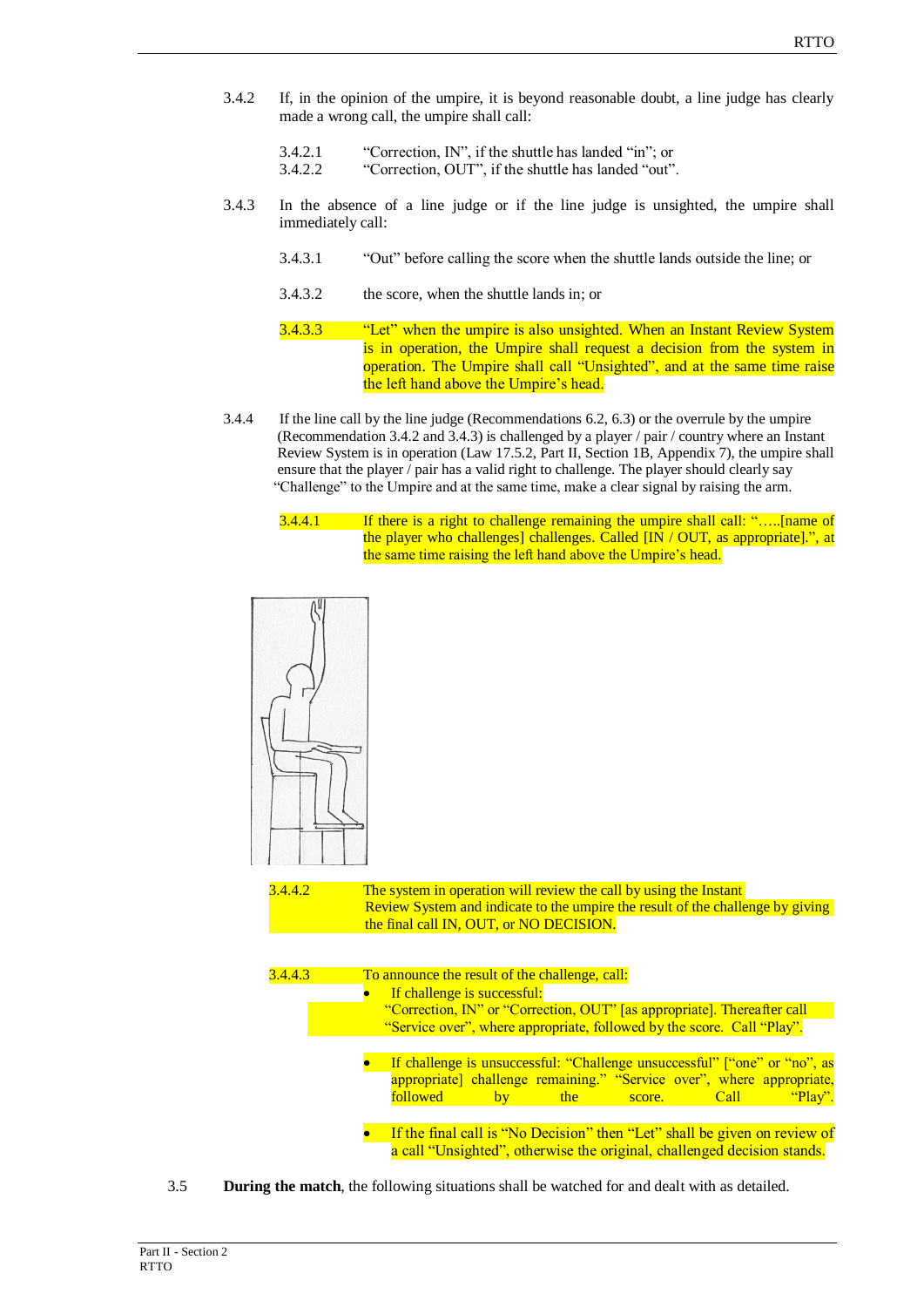3.4.2 If, in the opinion of the umpire, it is beyond reasonable doubt, a line judge has clearly made a wrong call, the umpire shall call:

- 3.4.2.1 "Correction, IN", if the shuttle has landed "in"; or
- 3.4.2.2 "Correction, OUT", if the shuttle has landed "out".

3.4.3 In the absence of a line judge or if the line judge is unsighted, the umpire shall immediately call:

- 3.4.3.1 "Out" before calling the score when the shuttle lands outside the line; or
- 3.4.3.2 the score, when the shuttle lands in; or
- 3.4.3.3 "Let" when the umpire is also unsighted. When an Instant Review System is in operation, the Umpire shall request a decision from the system in operation. The Umpire shall call "Unsighted", and at the same time raise the left hand above the Umpire's head.

3.4.4 If the line call by the line judge (Recommendations 6.2, 6.3) or the overrule by the umpire (Recommendation 3.4.2 and 3.4.3) is challenged by a player / pair / country where an Instant Review System is in operation (Law 17.5.2, Part II, Section 1B, Appendix 7), the umpire shall ensure that the player / pair has a valid right to challenge. The player should clearly say "Challenge" to the Umpire and at the same time, make a clear signal by raising the arm.

- 3.4.4.1 If there is a right to challenge remaining the umpire shall call: "…..[name of the player who challenges] challenges. Called [IN / OUT, as appropriate].", at the same time raising the left hand above the Umpire's head.

- 3.4.4.2 The system in operation will review the call by using the Instant Review System and indicate to the umpire the result of the challenge by giving the final call IN, OUT, or NO DECISION.

- 3.4.4.3 To announce the result of the challenge, call:
  - If challenge is successful: "Correction, IN" or "Correction, OUT" [as appropriate]. Thereafter call "Service over", where appropriate, followed by the score. Call "Play".
  - If challenge is unsuccessful: "Challenge unsuccessful" ["one" or "no", as appropriate] challenge remaining." "Service over", where appropriate, followed by the score. Call "Play".
  - If the final call is "No Decision" then "Let" shall be given on review of a call "Unsighted", otherwise the original, challenged decision stands.

3.5 **During the match**, the following situations shall be watched for and dealt with as detailed.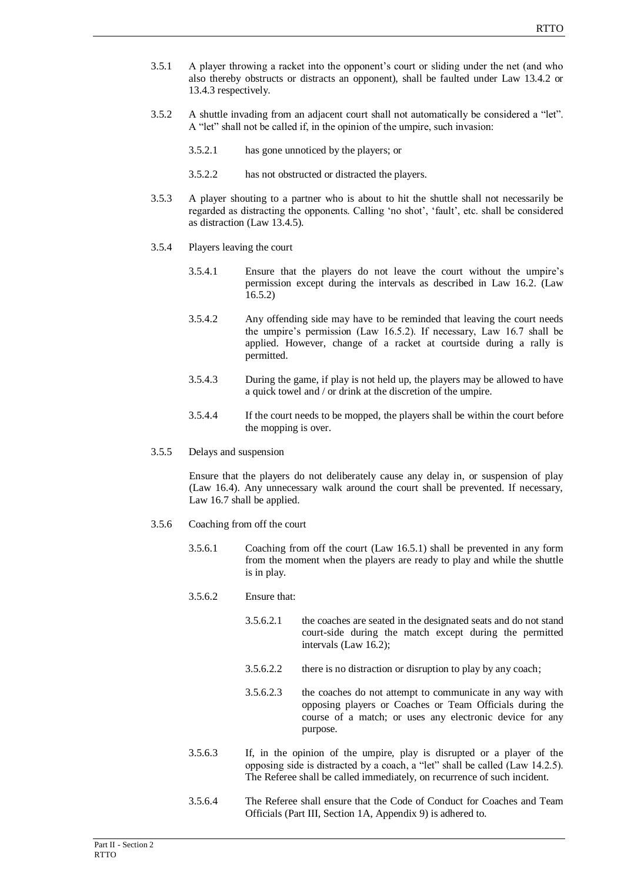3.5.1 A player throwing a racket into the opponent's court or sliding under the net (and who also thereby obstructs or distracts an opponent), shall be faulted under Law 13.4.2 or 13.4.3 respectively.

3.5.2 A shuttle invading from an adjacent court shall not automatically be considered a "let". A "let" shall not be called if, in the opinion of the umpire, such invasion:

3.5.2.1 has gone unnoticed by the players; or

3.5.2.2 has not obstructed or distracted the players.

3.5.3 A player shouting to a partner who is about to hit the shuttle shall not necessarily be regarded as distracting the opponents. Calling 'no shot', 'fault', etc. shall be considered as distraction (Law 13.4.5).

3.5.4 Players leaving the court

3.5.4.1 Ensure that the players do not leave the court without the umpire's permission except during the intervals as described in Law 16.2. (Law 16.5.2)

3.5.4.2 Any offending side may have to be reminded that leaving the court needs the umpire's permission (Law 16.5.2). If necessary, Law 16.7 shall be applied. However, change of a racket at courtside during a rally is permitted.

3.5.4.3 During the game, if play is not held up, the players may be allowed to have a quick towel and / or drink at the discretion of the umpire.

3.5.4.4 If the court needs to be mopped, the players shall be within the court before the mopping is over.

3.5.5 Delays and suspension

Ensure that the players do not deliberately cause any delay in, or suspension of play (Law 16.4). Any unnecessary walk around the court shall be prevented. If necessary, Law 16.7 shall be applied.

3.5.6 Coaching from off the court

3.5.6.1 Coaching from off the court (Law 16.5.1) shall be prevented in any form from the moment when the players are ready to play and while the shuttle is in play.

3.5.6.2 Ensure that:

3.5.6.2.1 the coaches are seated in the designated seats and do not stand court-side during the match except during the permitted intervals (Law 16.2);

3.5.6.2.2 there is no distraction or disruption to play by any coach;

3.5.6.2.3 the coaches do not attempt to communicate in any way with opposing players or Coaches or Team Officials during the course of a match; or uses any electronic device for any purpose.

3.5.6.3 If, in the opinion of the umpire, play is disrupted or a player of the opposing side is distracted by a coach, a "let" shall be called (Law 14.2.5). The Referee shall be called immediately, on recurrence of such incident.

3.5.6.4 The Referee shall ensure that the Code of Conduct for Coaches and Team Officials (Part III, Section 1A, Appendix 9) is adhered to.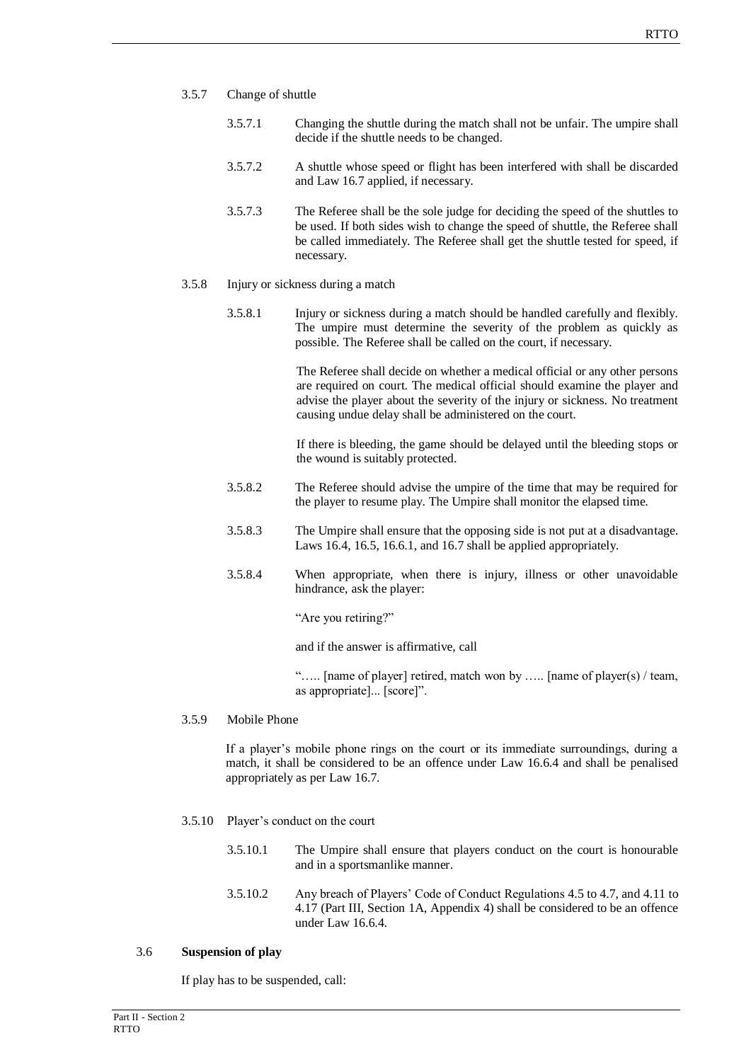3.5.7 Change of shuttle

3.5.7.1 Changing the shuttle during the match shall not be unfair. The umpire shall decide if the shuttle needs to be changed.

3.5.7.2 A shuttle whose speed or flight has been interfered with shall be discarded and Law 16.7 applied, if necessary.

3.5.7.3 The Referee shall be the sole judge for deciding the speed of the shuttles to be used. If both sides wish to change the speed of shuttle, the Referee shall be called immediately. The Referee shall get the shuttle tested for speed, if necessary.

3.5.8 Injury or sickness during a match

3.5.8.1 Injury or sickness during a match should be handled carefully and flexibly. The umpire must determine the severity of the problem as quickly as possible. The Referee shall be called on the court, if necessary.

The Referee shall decide on whether a medical official or any other persons are required on court. The medical official should examine the player and advise the player about the severity of the injury or sickness. No treatment causing undue delay shall be administered on the court.

If there is bleeding, the game should be delayed until the bleeding stops or the wound is suitably protected.

3.5.8.2 The Referee should advise the umpire of the time that may be required for the player to resume play. The Umpire shall monitor the elapsed time.

3.5.8.3 The Umpire shall ensure that the opposing side is not put at a disadvantage. Laws 16.4, 16.5, 16.6.1, and 16.7 shall be applied appropriately.

3.5.8.4 When appropriate, when there is injury, illness or other unavoidable hindrance, ask the player:

"Are you retiring?"

and if the answer is affirmative, call

"….. [name of player] retired, match won by ….. [name of player(s) / team, as appropriate]... [score]".

3.5.9 Mobile Phone

If a player's mobile phone rings on the court or its immediate surroundings, during a match, it shall be considered to be an offence under Law 16.6.4 and shall be penalised appropriately as per Law 16.7.

3.5.10 Player's conduct on the court

3.5.10.1 The Umpire shall ensure that players conduct on the court is honourable and in a sportsmanlike manner.

3.5.10.2 Any breach of Players' Code of Conduct Regulations 4.5 to 4.7, and 4.11 to 4.17 (Part III, Section 1A, Appendix 4) shall be considered to be an offence under Law 16.6.4.

3.6 **Suspension of play**

If play has to be suspended, call: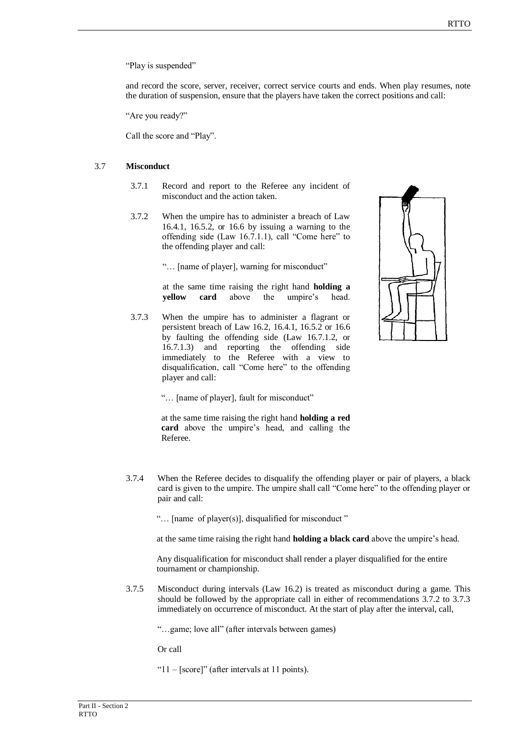"Play is suspended"

and record the score, server, receiver, correct service courts and ends. When play resumes, note the duration of suspension, ensure that the players have taken the correct positions and call:

"Are you ready?"

Call the score and "Play".

## 3.7 Misconduct

3.7.1 Record and report to the Referee any incident of misconduct and the action taken.

3.7.2 When the umpire has to administer a breach of Law 16.4.1, 16.5.2, or 16.6 by issuing a warning to the offending side (Law 16.7.1.1), call "Come here" to the offending player and call:

"… [name of player], warning for misconduct"

at the same time raising the right hand **holding a yellow card** above the umpire's head.

3.7.3 When the umpire has to administer a flagrant or persistent breach of Law 16.2, 16.4.1, 16.5.2 or 16.6 by faulting the offending side (Law 16.7.1.2, or 16.7.1.3) and reporting the offending side immediately to the Referee with a view to disqualification, call "Come here" to the offending player and call:

"… [name of player], fault for misconduct"

at the same time raising the right hand **holding a red card** above the umpire's head, and calling the Referee.

3.7.4 When the Referee decides to disqualify the offending player or pair of players, a black card is given to the umpire. The umpire shall call "Come here" to the offending player or pair and call:

"… [name of player(s)], disqualified for misconduct "

at the same time raising the right hand **holding a black card** above the umpire's head.

Any disqualification for misconduct shall render a player disqualified for the entire tournament or championship.

3.7.5 Misconduct during intervals (Law 16.2) is treated as misconduct during a game. This should be followed by the appropriate call in either of recommendations 3.7.2 to 3.7.3 immediately on occurrence of misconduct. At the start of play after the interval, call,

"…game; love all" (after intervals between games)

Or call

"11 – [score]" (after intervals at 11 points).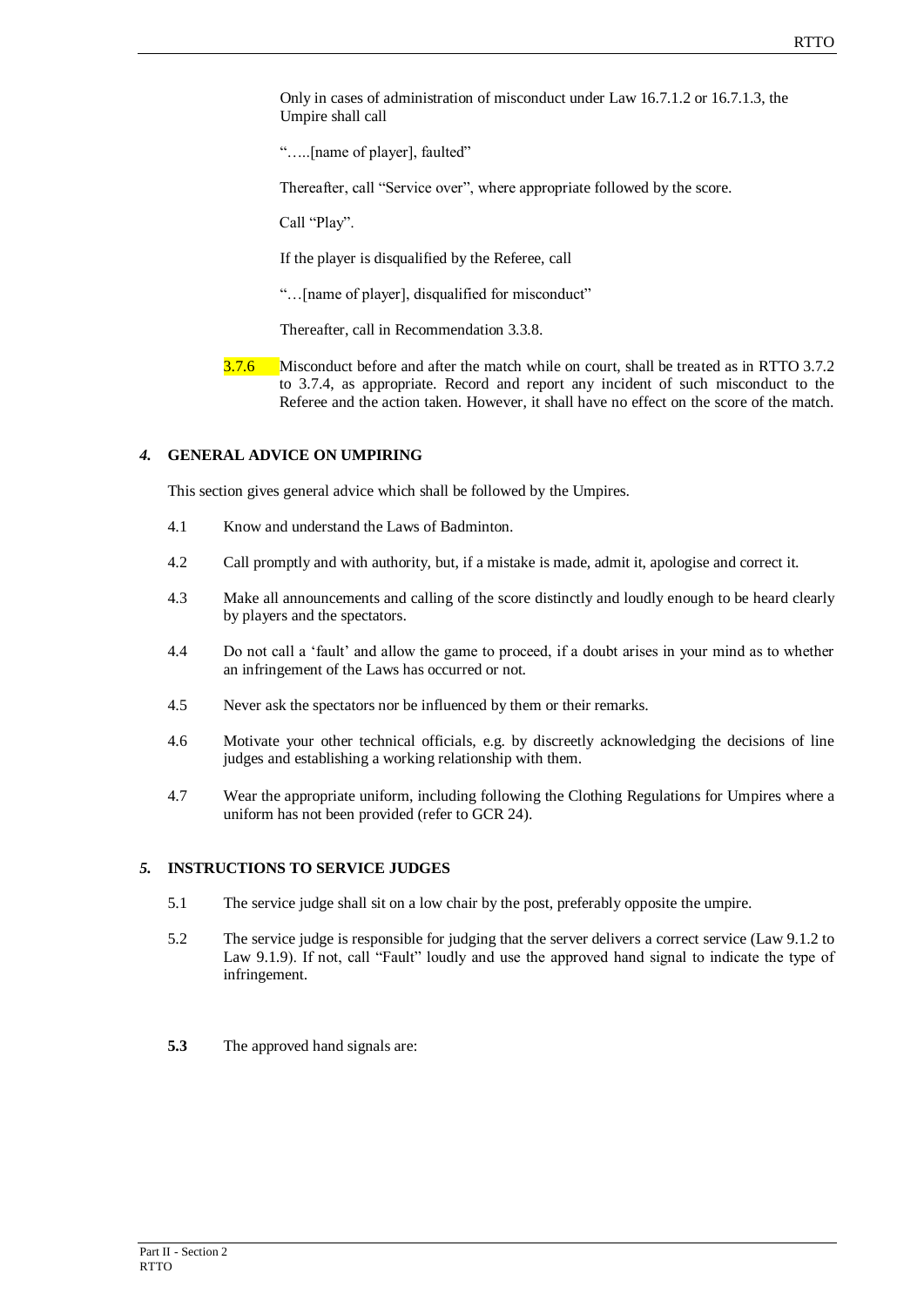Only in cases of administration of misconduct under Law 16.7.1.2 or 16.7.1.3, the Umpire shall call

"…..[name of player], faulted"

Thereafter, call "Service over", where appropriate followed by the score.

Call "Play".

If the player is disqualified by the Referee, call

"…[name of player], disqualified for misconduct"

Thereafter, call in Recommendation 3.3.8.

3.7.6 Misconduct before and after the match while on court, shall be treated as in RTTO 3.7.2 to 3.7.4, as appropriate. Record and report any incident of such misconduct to the Referee and the action taken. However, it shall have no effect on the score of the match.

## *4.* GENERAL ADVICE ON UMPIRING

This section gives general advice which shall be followed by the Umpires.

4.1 Know and understand the Laws of Badminton.

4.2 Call promptly and with authority, but, if a mistake is made, admit it, apologise and correct it.

4.3 Make all announcements and calling of the score distinctly and loudly enough to be heard clearly by players and the spectators.

4.4 Do not call a 'fault' and allow the game to proceed, if a doubt arises in your mind as to whether an infringement of the Laws has occurred or not.

4.5 Never ask the spectators nor be influenced by them or their remarks.

4.6 Motivate your other technical officials, e.g. by discreetly acknowledging the decisions of line judges and establishing a working relationship with them.

4.7 Wear the appropriate uniform, including following the Clothing Regulations for Umpires where a uniform has not been provided (refer to GCR 24).

## *5.* INSTRUCTIONS TO SERVICE JUDGES

5.1 The service judge shall sit on a low chair by the post, preferably opposite the umpire.

5.2 The service judge is responsible for judging that the server delivers a correct service (Law 9.1.2 to Law 9.1.9). If not, call "Fault" loudly and use the approved hand signal to indicate the type of infringement.

**5.3** The approved hand signals are: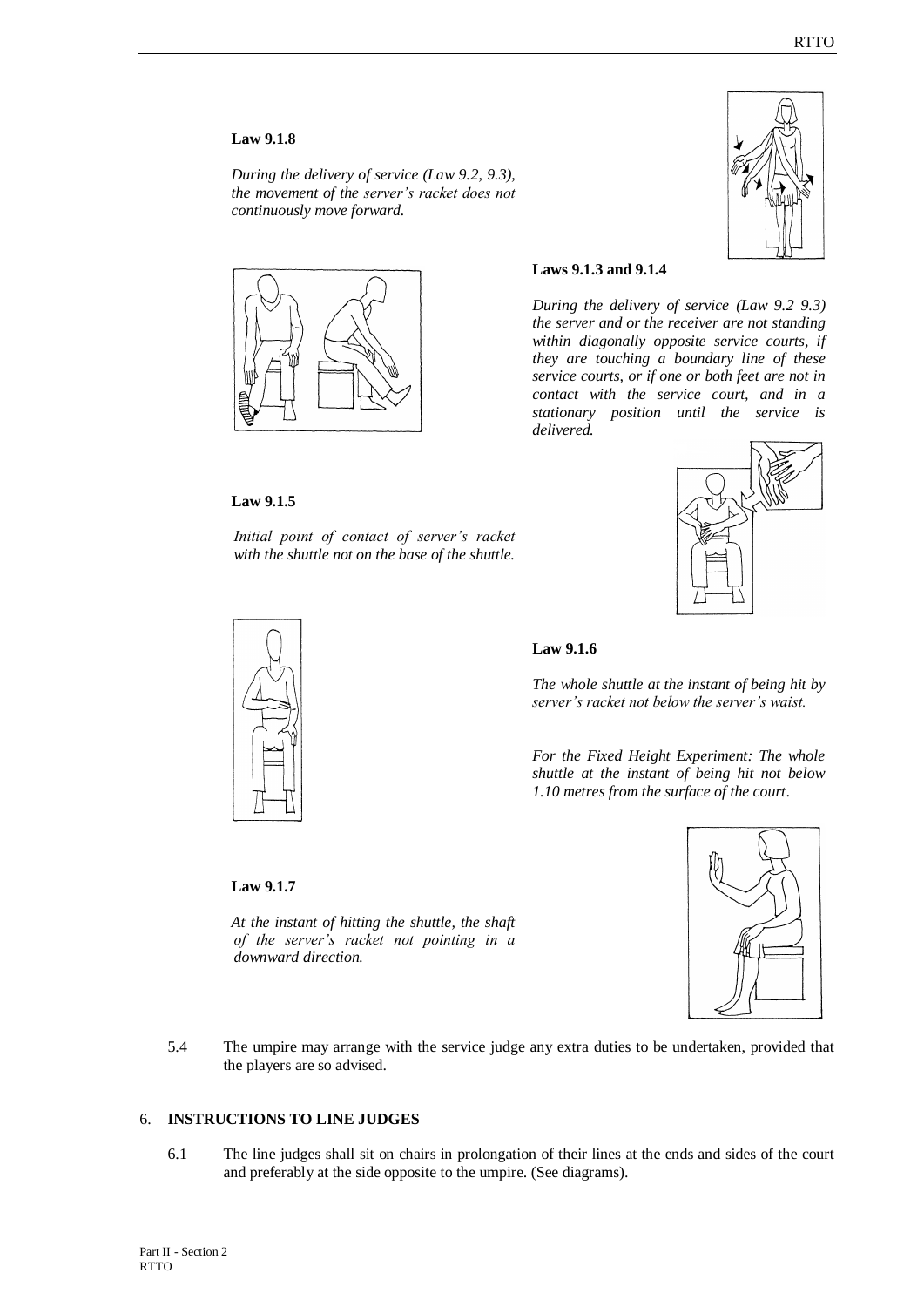**Law 9.1.8**

*During the delivery of service (Law 9.2, 9.3), the movement of the server's racket does not continuously move forward.*

**Laws 9.1.3 and 9.1.4**

*During the delivery of service (Law 9.2 9.3) the server and or the receiver are not standing within diagonally opposite service courts, if they are touching a boundary line of these service courts, or if one or both feet are not in contact with the service court, and in a stationary position until the service is delivered.*

**Law 9.1.5**

*Initial point of contact of server's racket with the shuttle not on the base of the shuttle.*

**Law 9.1.6**

*The whole shuttle at the instant of being hit by server's racket not below the server's waist.*

*For the Fixed Height Experiment: The whole shuttle at the instant of being hit not below 1.10 metres from the surface of the court.*

**Law 9.1.7**

*At the instant of hitting the shuttle, the shaft of the server's racket not pointing in a downward direction.*

5.4 The umpire may arrange with the service judge any extra duties to be undertaken, provided that the players are so advised.

## 6. INSTRUCTIONS TO LINE JUDGES

6.1 The line judges shall sit on chairs in prolongation of their lines at the ends and sides of the court and preferably at the side opposite to the umpire. (See diagrams).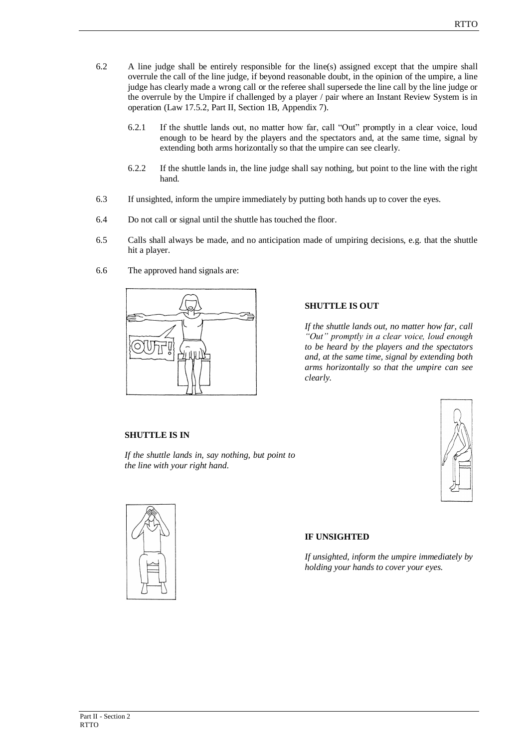6.2 A line judge shall be entirely responsible for the line(s) assigned except that the umpire shall overrule the call of the line judge, if beyond reasonable doubt, in the opinion of the umpire, a line judge has clearly made a wrong call or the referee shall supersede the line call by the line judge or the overrule by the Umpire if challenged by a player / pair where an Instant Review System is in operation (Law 17.5.2, Part II, Section 1B, Appendix 7).

   6.2.1 If the shuttle lands out, no matter how far, call "Out" promptly in a clear voice, loud enough to be heard by the players and the spectators and, at the same time, signal by extending both arms horizontally so that the umpire can see clearly.

   6.2.2 If the shuttle lands in, the line judge shall say nothing, but point to the line with the right hand.

6.3 If unsighted, inform the umpire immediately by putting both hands up to cover the eyes.

6.4 Do not call or signal until the shuttle has touched the floor.

6.5 Calls shall always be made, and no anticipation made of umpiring decisions, e.g. that the shuttle hit a player.

6.6 The approved hand signals are:

**SHUTTLE IS OUT**

*If the shuttle lands out, no matter how far, call "Out" promptly in a clear voice, loud enough to be heard by the players and the spectators and, at the same time, signal by extending both arms horizontally so that the umpire can see clearly.*

**SHUTTLE IS IN**

*If the shuttle lands in, say nothing, but point to the line with your right hand.*

**IF UNSIGHTED**

*If unsighted, inform the umpire immediately by holding your hands to cover your eyes.*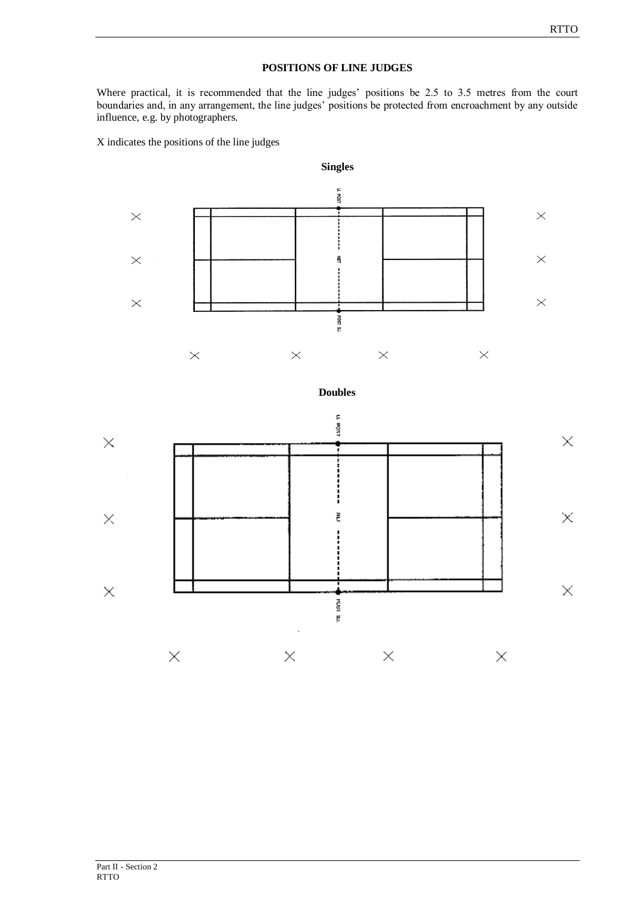**POSITIONS OF LINE JUDGES**

Where practical, it is recommended that the line judges' positions be 2.5 to 3.5 metres from the court boundaries and, in any arrangement, the line judges' positions be protected from encroachment by any outside influence, e.g. by photographers.

X indicates the positions of the line judges

**Singles**

LJ POST

NET

POST SJ

**Doubles**

LJ POST

NET

POST SJ